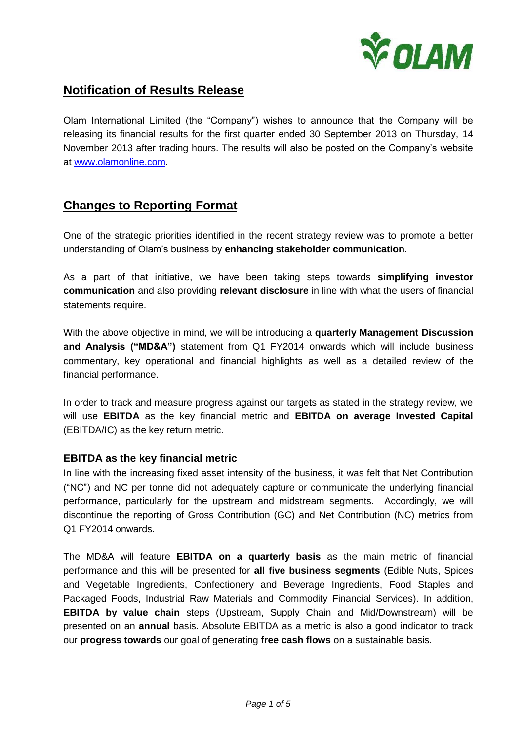## Notification of Results Release

Olam International Limited (the "Company") wishes to announce that the Company will be releasing its financial results for the first quarter ended 30 September 2013 on Thursday, 14 November 2013 after trading hours. The results will also be posted on the Company's website at www.olamonline.com.

## Changes to Reporting Format

One of the strategic priorities identified in the recent strategy review was to promote a better understanding of Olam's business by **enhancing stakeholder communication**.

As a part of that initiative, we have been taking steps towards **simplifying investor communication** and also providing **relevant disclosure** in line with what the users of financial statements require.

With the above objective in mind, we will be introducing a **quarterly Management Discussion and Analysis ("MD&A")** statement from Q1 FY2014 onwards which will include business commentary, key operational and financial highlights as well as a detailed review of the financial performance.

In order to track and measure progress against our targets as stated in the strategy review, we will use **EBITDA** as the key financial metric and **EBITDA on average Invested Capital** (EBITDA/IC) as the key return metric.

### EBITDA as the key financial metric

In line with the increasing fixed asset intensity of the business, it was felt that Net Contribution ("NC") and NC per tonne did not adequately capture or communicate the underlying financial performance, particularly for the upstream and midstream segments. Accordingly, we will discontinue the reporting of Gross Contribution (GC) and Net Contribution (NC) metrics from Q1 FY2014 onwards.

The MD&A will feature **EBITDA on a quarterly basis** as the main metric of financial performance and this will be presented for **all five business segments** (Edible Nuts, Spices and Vegetable Ingredients, Confectionery and Beverage Ingredients, Food Staples and Packaged Foods, Industrial Raw Materials and Commodity Financial Services). In addition, **EBITDA by value chain** steps (Upstream, Supply Chain and Mid/Downstream) will be presented on an **annual** basis. Absolute EBITDA as a metric is also a good indicator to track our **progress towards** our goal of generating **free cash flows** on a sustainable basis.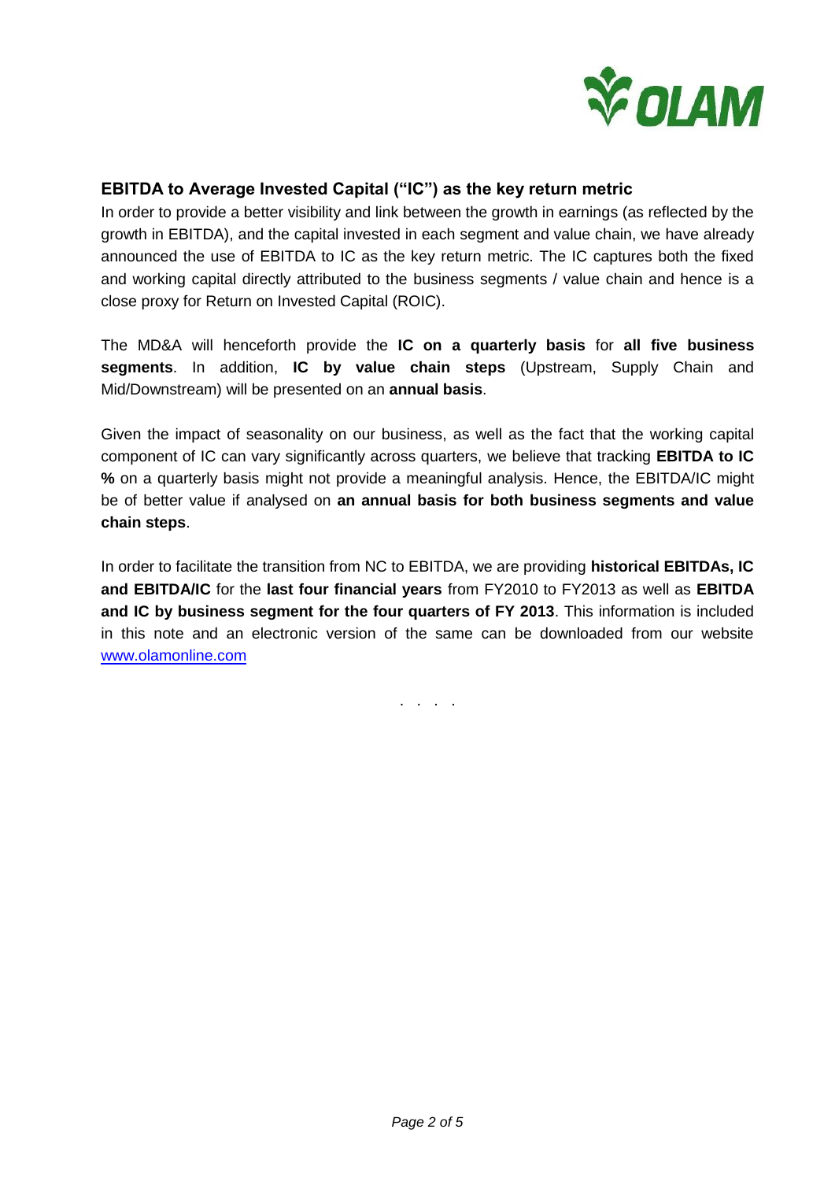## EBITDA to Average Invested Capital ("IC") as the key return metric

In order to provide a better visibility and link between the growth in earnings (as reflected by the growth in EBITDA), and the capital invested in each segment and value chain, we have already announced the use of EBITDA to IC as the key return metric. The IC captures both the fixed and working capital directly attributed to the business segments / value chain and hence is a close proxy for Return on Invested Capital (ROIC).

The MD&A will henceforth provide the **IC on a quarterly basis** for **all five business segments**. In addition, **IC by value chain steps** (Upstream, Supply Chain and Mid/Downstream) will be presented on an **annual basis**.

Given the impact of seasonality on our business, as well as the fact that the working capital component of IC can vary significantly across quarters, we believe that tracking **EBITDA to IC %** on a quarterly basis might not provide a meaningful analysis. Hence, the EBITDA/IC might be of better value if analysed on **an annual basis for both business segments and value chain steps**.

In order to facilitate the transition from NC to EBITDA, we are providing **historical EBITDAs, IC and EBITDA/IC** for the **last four financial years** from FY2010 to FY2013 as well as **EBITDA and IC by business segment for the four quarters of FY 2013**. This information is included in this note and an electronic version of the same can be downloaded from our website www.olamonline.com

. . . .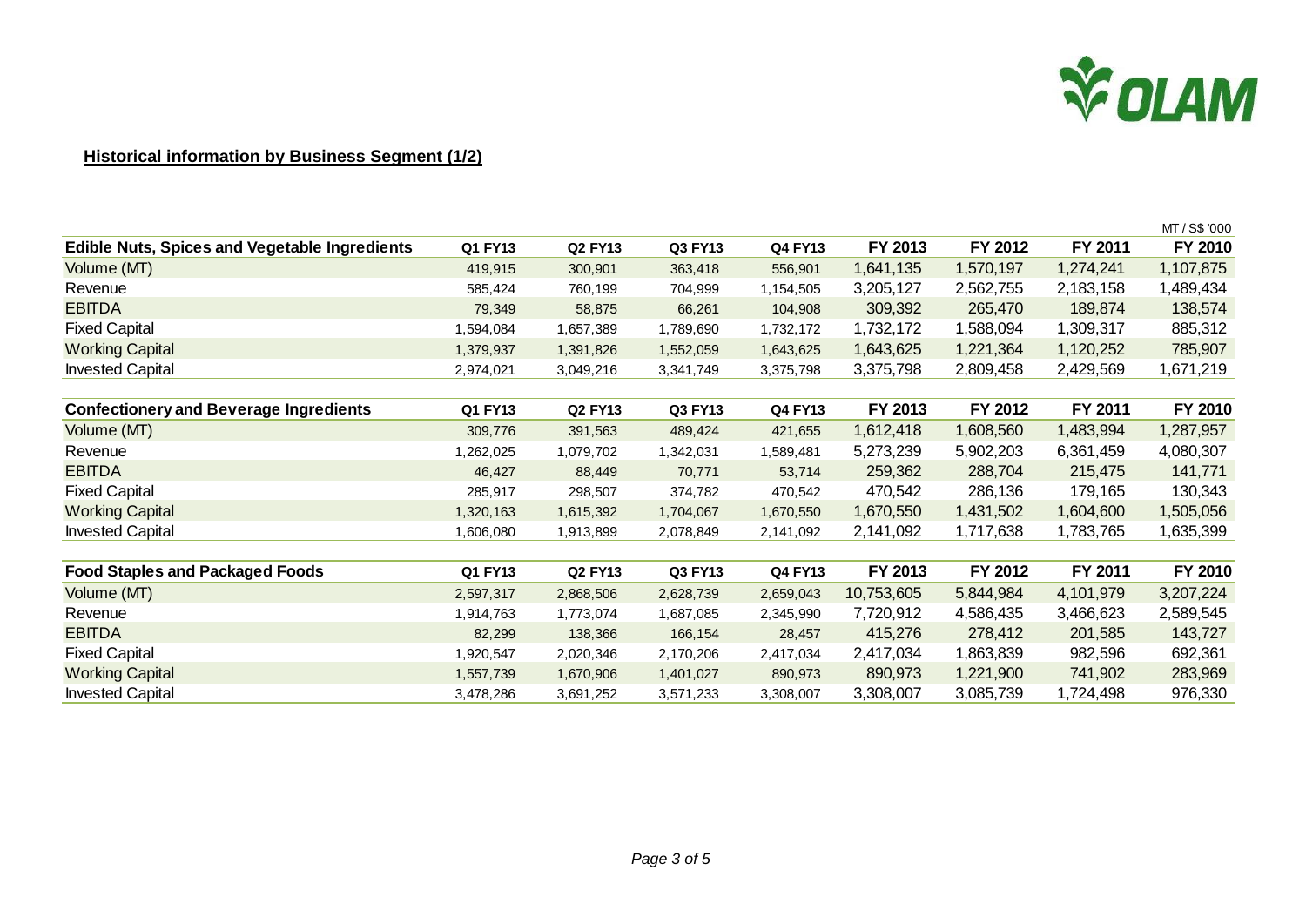## Historical information by Business Segment (1/2)

MT / S$ '000

| Edible Nuts, Spices and Vegetable Ingredients | Q1 FY13 | Q2 FY13 | Q3 FY13 | Q4 FY13 | FY 2013 | FY 2012 | FY 2011 | FY 2010 |
|---|---|---|---|---|---|---|---|---|
| Volume (MT) | 419,915 | 300,901 | 363,418 | 556,901 | 1,641,135 | 1,570,197 | 1,274,241 | 1,107,875 |
| Revenue | 585,424 | 760,199 | 704,999 | 1,154,505 | 3,205,127 | 2,562,755 | 2,183,158 | 1,489,434 |
| EBITDA | 79,349 | 58,875 | 66,261 | 104,908 | 309,392 | 265,470 | 189,874 | 138,574 |
| Fixed Capital | 1,594,084 | 1,657,389 | 1,789,690 | 1,732,172 | 1,732,172 | 1,588,094 | 1,309,317 | 885,312 |
| Working Capital | 1,379,937 | 1,391,826 | 1,552,059 | 1,643,625 | 1,643,625 | 1,221,364 | 1,120,252 | 785,907 |
| Invested Capital | 2,974,021 | 3,049,216 | 3,341,749 | 3,375,798 | 3,375,798 | 2,809,458 | 2,429,569 | 1,671,219 |

| Confectionery and Beverage Ingredients | Q1 FY13 | Q2 FY13 | Q3 FY13 | Q4 FY13 | FY 2013 | FY 2012 | FY 2011 | FY 2010 |
|---|---|---|---|---|---|---|---|---|
| Volume (MT) | 309,776 | 391,563 | 489,424 | 421,655 | 1,612,418 | 1,608,560 | 1,483,994 | 1,287,957 |
| Revenue | 1,262,025 | 1,079,702 | 1,342,031 | 1,589,481 | 5,273,239 | 5,902,203 | 6,361,459 | 4,080,307 |
| EBITDA | 46,427 | 88,449 | 70,771 | 53,714 | 259,362 | 288,704 | 215,475 | 141,771 |
| Fixed Capital | 285,917 | 298,507 | 374,782 | 470,542 | 470,542 | 286,136 | 179,165 | 130,343 |
| Working Capital | 1,320,163 | 1,615,392 | 1,704,067 | 1,670,550 | 1,670,550 | 1,431,502 | 1,604,600 | 1,505,056 |
| Invested Capital | 1,606,080 | 1,913,899 | 2,078,849 | 2,141,092 | 2,141,092 | 1,717,638 | 1,783,765 | 1,635,399 |

| Food Staples and Packaged Foods | Q1 FY13 | Q2 FY13 | Q3 FY13 | Q4 FY13 | FY 2013 | FY 2012 | FY 2011 | FY 2010 |
|---|---|---|---|---|---|---|---|---|
| Volume (MT) | 2,597,317 | 2,868,506 | 2,628,739 | 2,659,043 | 10,753,605 | 5,844,984 | 4,101,979 | 3,207,224 |
| Revenue | 1,914,763 | 1,773,074 | 1,687,085 | 2,345,990 | 7,720,912 | 4,586,435 | 3,466,623 | 2,589,545 |
| EBITDA | 82,299 | 138,366 | 166,154 | 28,457 | 415,276 | 278,412 | 201,585 | 143,727 |
| Fixed Capital | 1,920,547 | 2,020,346 | 2,170,206 | 2,417,034 | 2,417,034 | 1,863,839 | 982,596 | 692,361 |
| Working Capital | 1,557,739 | 1,670,906 | 1,401,027 | 890,973 | 890,973 | 1,221,900 | 741,902 | 283,969 |
| Invested Capital | 3,478,286 | 3,691,252 | 3,571,233 | 3,308,007 | 3,308,007 | 3,085,739 | 1,724,498 | 976,330 |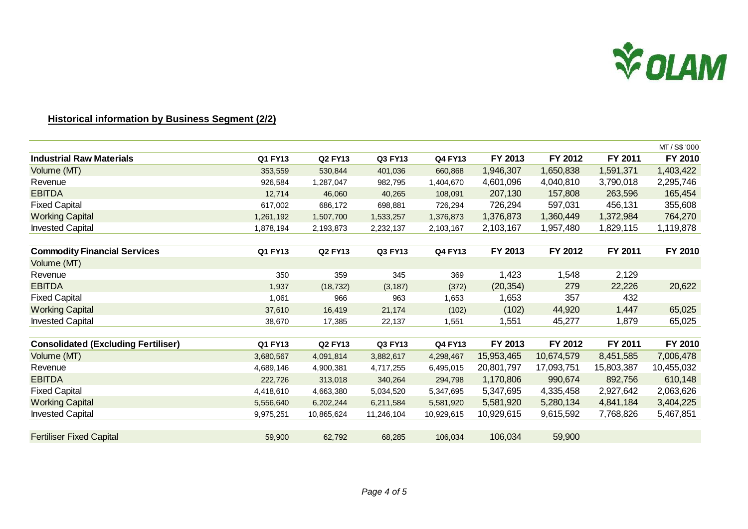**Historical information by Business Segment (2/2)**

MT / S$ '000

| Industrial Raw Materials | Q1 FY13 | Q2 FY13 | Q3 FY13 | Q4 FY13 | FY 2013 | FY 2012 | FY 2011 | FY 2010 |
|---|---|---|---|---|---|---|---|---|
| Volume (MT) | 353,559 | 530,844 | 401,036 | 660,868 | 1,946,307 | 1,650,838 | 1,591,371 | 1,403,422 |
| Revenue | 926,584 | 1,287,047 | 982,795 | 1,404,670 | 4,601,096 | 4,040,810 | 3,790,018 | 2,295,746 |
| EBITDA | 12,714 | 46,060 | 40,265 | 108,091 | 207,130 | 157,808 | 263,596 | 165,454 |
| Fixed Capital | 617,002 | 686,172 | 698,881 | 726,294 | 726,294 | 597,031 | 456,131 | 355,608 |
| Working Capital | 1,261,192 | 1,507,700 | 1,533,257 | 1,376,873 | 1,376,873 | 1,360,449 | 1,372,984 | 764,270 |
| Invested Capital | 1,878,194 | 2,193,873 | 2,232,137 | 2,103,167 | 2,103,167 | 1,957,480 | 1,829,115 | 1,119,878 |

| Commodity Financial Services | Q1 FY13 | Q2 FY13 | Q3 FY13 | Q4 FY13 | FY 2013 | FY 2012 | FY 2011 | FY 2010 |
|---|---|---|---|---|---|---|---|---|
| Volume (MT) | | | | | | | | |
| Revenue | 350 | 359 | 345 | 369 | 1,423 | 1,548 | 2,129 | |
| EBITDA | 1,937 | (18,732) | (3,187) | (372) | (20,354) | 279 | 22,226 | 20,622 |
| Fixed Capital | 1,061 | 966 | 963 | 1,653 | 1,653 | 357 | 432 | |
| Working Capital | 37,610 | 16,419 | 21,174 | (102) | (102) | 44,920 | 1,447 | 65,025 |
| Invested Capital | 38,670 | 17,385 | 22,137 | 1,551 | 1,551 | 45,277 | 1,879 | 65,025 |

| Consolidated (Excluding Fertiliser) | Q1 FY13 | Q2 FY13 | Q3 FY13 | Q4 FY13 | FY 2013 | FY 2012 | FY 2011 | FY 2010 |
|---|---|---|---|---|---|---|---|---|
| Volume (MT) | 3,680,567 | 4,091,814 | 3,882,617 | 4,298,467 | 15,953,465 | 10,674,579 | 8,451,585 | 7,006,478 |
| Revenue | 4,689,146 | 4,900,381 | 4,717,255 | 6,495,015 | 20,801,797 | 17,093,751 | 15,803,387 | 10,455,032 |
| EBITDA | 222,726 | 313,018 | 340,264 | 294,798 | 1,170,806 | 990,674 | 892,756 | 610,148 |
| Fixed Capital | 4,418,610 | 4,663,380 | 5,034,520 | 5,347,695 | 5,347,695 | 4,335,458 | 2,927,642 | 2,063,626 |
| Working Capital | 5,556,640 | 6,202,244 | 6,211,584 | 5,581,920 | 5,581,920 | 5,280,134 | 4,841,184 | 3,404,225 |
| Invested Capital | 9,975,251 | 10,865,624 | 11,246,104 | 10,929,615 | 10,929,615 | 9,615,592 | 7,768,826 | 5,467,851 |
| | | | | | | | | |
| Fertiliser Fixed Capital | 59,900 | 62,792 | 68,285 | 106,034 | 106,034 | 59,900 | | |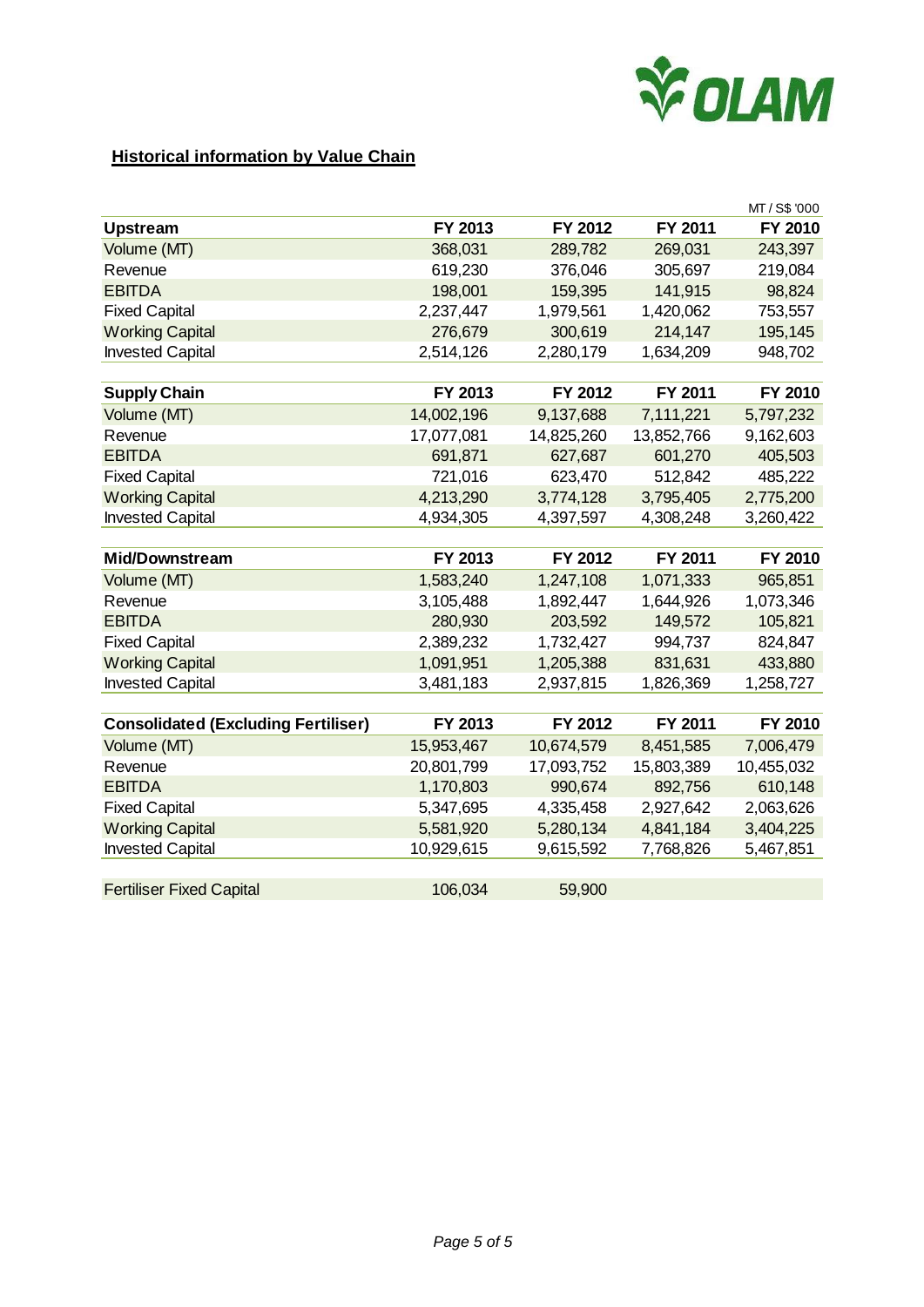## Historical information by Value Chain

MT / S$ '000

| Upstream | FY 2013 | FY 2012 | FY 2011 | FY 2010 |
|---|---|---|---|---|
| Volume (MT) | 368,031 | 289,782 | 269,031 | 243,397 |
| Revenue | 619,230 | 376,046 | 305,697 | 219,084 |
| EBITDA | 198,001 | 159,395 | 141,915 | 98,824 |
| Fixed Capital | 2,237,447 | 1,979,561 | 1,420,062 | 753,557 |
| Working Capital | 276,679 | 300,619 | 214,147 | 195,145 |
| Invested Capital | 2,514,126 | 2,280,179 | 1,634,209 | 948,702 |

| Supply Chain | FY 2013 | FY 2012 | FY 2011 | FY 2010 |
|---|---|---|---|---|
| Volume (MT) | 14,002,196 | 9,137,688 | 7,111,221 | 5,797,232 |
| Revenue | 17,077,081 | 14,825,260 | 13,852,766 | 9,162,603 |
| EBITDA | 691,871 | 627,687 | 601,270 | 405,503 |
| Fixed Capital | 721,016 | 623,470 | 512,842 | 485,222 |
| Working Capital | 4,213,290 | 3,774,128 | 3,795,405 | 2,775,200 |
| Invested Capital | 4,934,305 | 4,397,597 | 4,308,248 | 3,260,422 |

| Mid/Downstream | FY 2013 | FY 2012 | FY 2011 | FY 2010 |
|---|---|---|---|---|
| Volume (MT) | 1,583,240 | 1,247,108 | 1,071,333 | 965,851 |
| Revenue | 3,105,488 | 1,892,447 | 1,644,926 | 1,073,346 |
| EBITDA | 280,930 | 203,592 | 149,572 | 105,821 |
| Fixed Capital | 2,389,232 | 1,732,427 | 994,737 | 824,847 |
| Working Capital | 1,091,951 | 1,205,388 | 831,631 | 433,880 |
| Invested Capital | 3,481,183 | 2,937,815 | 1,826,369 | 1,258,727 |

| Consolidated (Excluding Fertiliser) | FY 2013 | FY 2012 | FY 2011 | FY 2010 |
|---|---|---|---|---|
| Volume (MT) | 15,953,467 | 10,674,579 | 8,451,585 | 7,006,479 |
| Revenue | 20,801,799 | 17,093,752 | 15,803,389 | 10,455,032 |
| EBITDA | 1,170,803 | 990,674 | 892,756 | 610,148 |
| Fixed Capital | 5,347,695 | 4,335,458 | 2,927,642 | 2,063,626 |
| Working Capital | 5,581,920 | 5,280,134 | 4,841,184 | 3,404,225 |
| Invested Capital | 10,929,615 | 9,615,592 | 7,768,826 | 5,467,851 |
| | | | | |
| Fertiliser Fixed Capital | 106,034 | 59,900 | | |